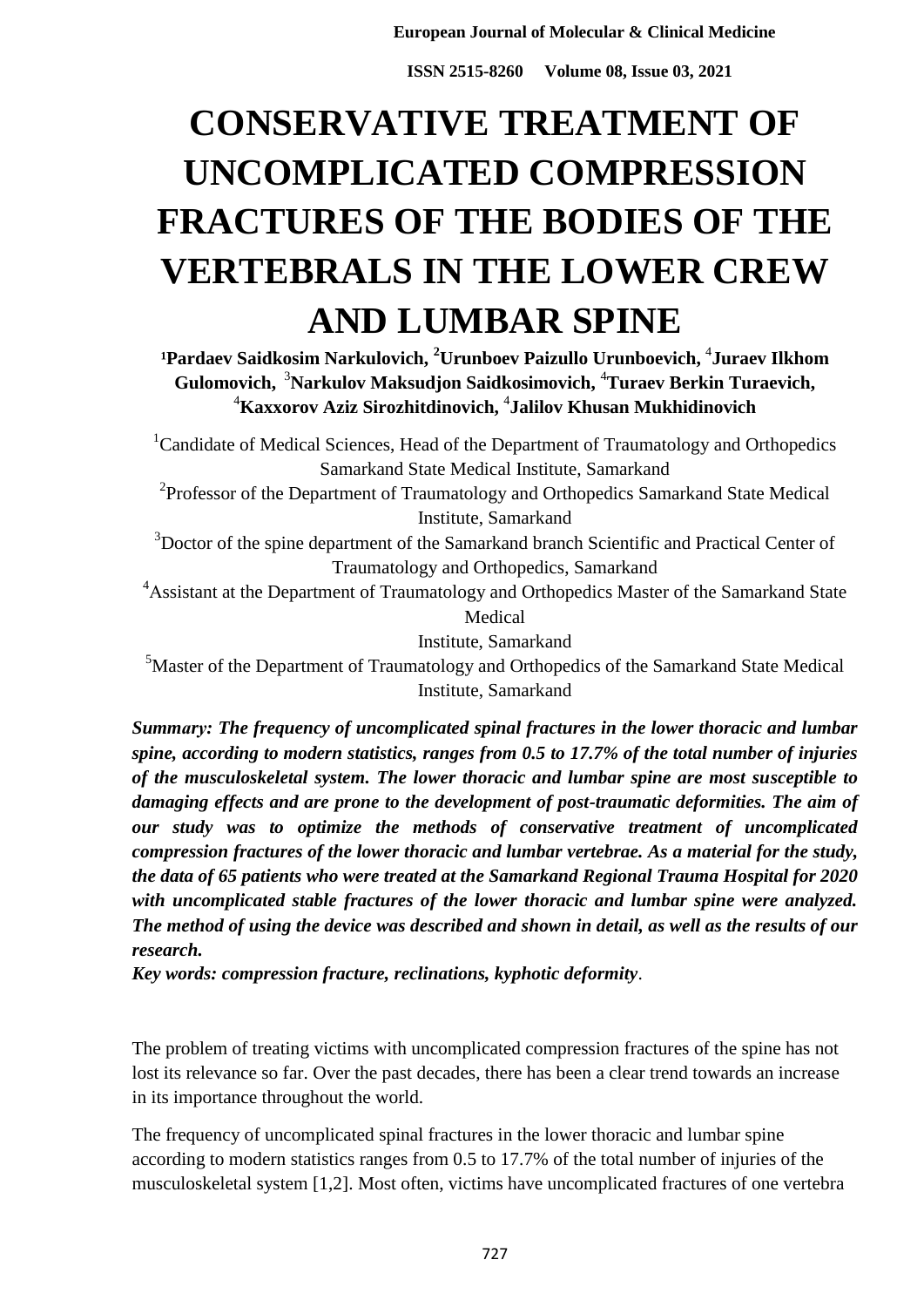# CONSERVATIVE TREATMENT OF UNCOMPLICATED COMPRESSION FRACTURES OF THE BODIES OF THE VERTEBRALS IN THE LOWER CREW AND LUMBAR SPINE

**[1]Pardaev Saidkosim Narkulovich, [2]Urunboev Paizullo Urunboevich, [4]Juraev Ilkhom Gulomovich, [3]Narkulov Maksudjon Saidkosimovich, [4]Turaev Berkin Turaevich, [4]Kaxxorov Aziz Sirozhitdinovich, [4]Jalilov Khusan Mukhidinovich**

[1]Candidate of Medical Sciences, Head of the Department of Traumatology and Orthopedics Samarkand State Medical Institute, Samarkand

[2]Professor of the Department of Traumatology and Orthopedics Samarkand State Medical Institute, Samarkand

[3]Doctor of the spine department of the Samarkand branch Scientific and Practical Center of Traumatology and Orthopedics, Samarkand

[4]Assistant at the Department of Traumatology and Orthopedics Master of the Samarkand State Medical Institute, Samarkand

[5]Master of the Department of Traumatology and Orthopedics of the Samarkand State Medical Institute, Samarkand

***Summary: The frequency of uncomplicated spinal fractures in the lower thoracic and lumbar spine, according to modern statistics, ranges from 0.5 to 17.7% of the total number of injuries of the musculoskeletal system. The lower thoracic and lumbar spine are most susceptible to damaging effects and are prone to the development of post-traumatic deformities. The aim of our study was to optimize the methods of conservative treatment of uncomplicated compression fractures of the lower thoracic and lumbar vertebrae. As a material for the study, the data of 65 patients who were treated at the Samarkand Regional Trauma Hospital for 2020 with uncomplicated stable fractures of the lower thoracic and lumbar spine were analyzed. The method of using the device was described and shown in detail, as well as the results of our research.***

***Key words: compression fracture, reclinations, kyphotic deformity***.

The problem of treating victims with uncomplicated compression fractures of the spine has not lost its relevance so far. Over the past decades, there has been a clear trend towards an increase in its importance throughout the world.

The frequency of uncomplicated spinal fractures in the lower thoracic and lumbar spine according to modern statistics ranges from 0.5 to 17.7% of the total number of injuries of the musculoskeletal system [1,2]. Most often, victims have uncomplicated fractures of one vertebra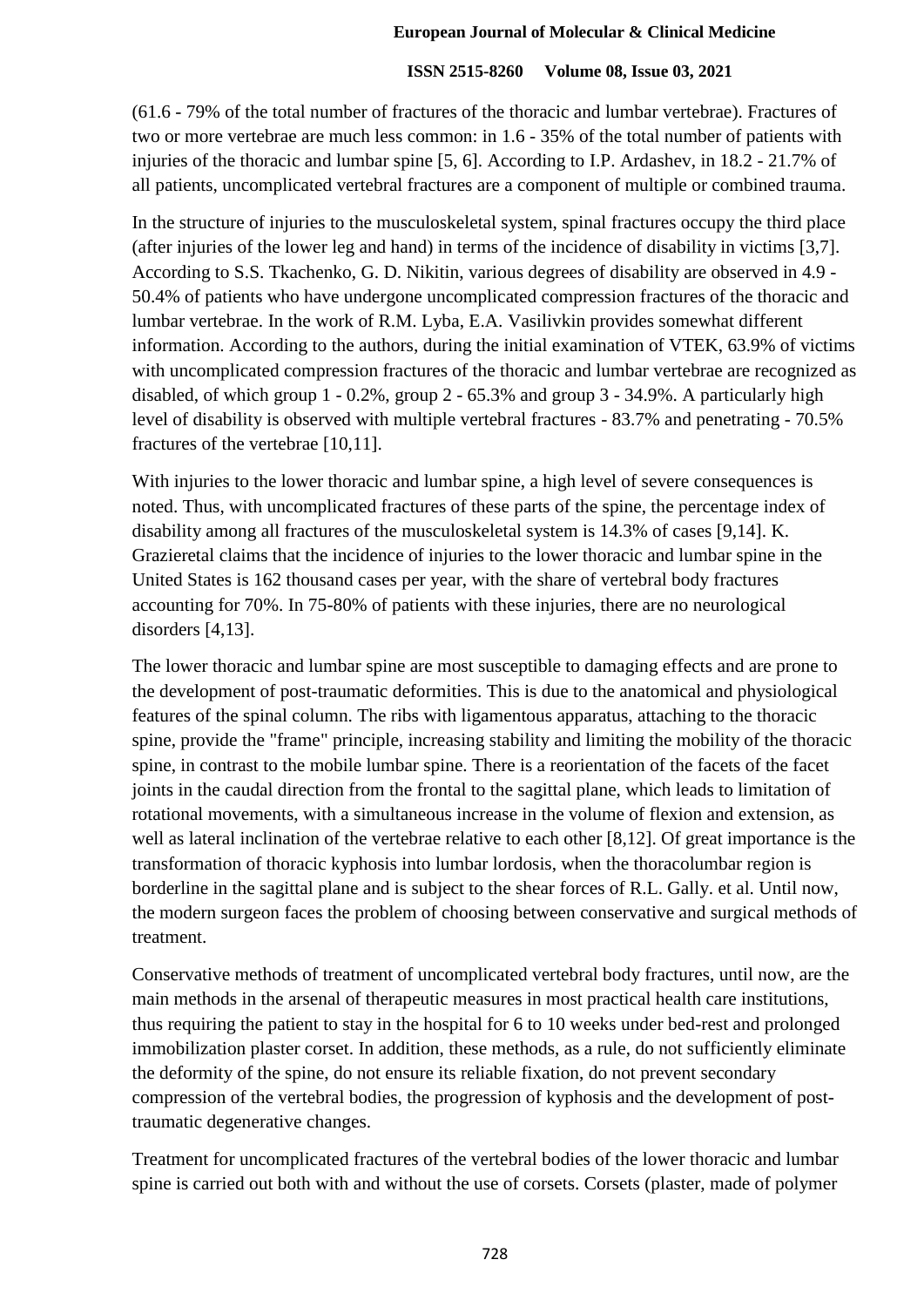(61.6 - 79% of the total number of fractures of the thoracic and lumbar vertebrae). Fractures of two or more vertebrae are much less common: in 1.6 - 35% of the total number of patients with injuries of the thoracic and lumbar spine [5, 6]. According to I.P. Ardashev, in 18.2 - 21.7% of all patients, uncomplicated vertebral fractures are a component of multiple or combined trauma.

In the structure of injuries to the musculoskeletal system, spinal fractures occupy the third place (after injuries of the lower leg and hand) in terms of the incidence of disability in victims [3,7]. According to S.S. Tkachenko, G. D. Nikitin, various degrees of disability are observed in 4.9 - 50.4% of patients who have undergone uncomplicated compression fractures of the thoracic and lumbar vertebrae. In the work of R.M. Lyba, E.A. Vasilivkin provides somewhat different information. According to the authors, during the initial examination of VTEK, 63.9% of victims with uncomplicated compression fractures of the thoracic and lumbar vertebrae are recognized as disabled, of which group 1 - 0.2%, group 2 - 65.3% and group 3 - 34.9%. A particularly high level of disability is observed with multiple vertebral fractures - 83.7% and penetrating - 70.5% fractures of the vertebrae [10,11].

With injuries to the lower thoracic and lumbar spine, a high level of severe consequences is noted. Thus, with uncomplicated fractures of these parts of the spine, the percentage index of disability among all fractures of the musculoskeletal system is 14.3% of cases [9,14]. K. Grazieretal claims that the incidence of injuries to the lower thoracic and lumbar spine in the United States is 162 thousand cases per year, with the share of vertebral body fractures accounting for 70%. In 75-80% of patients with these injuries, there are no neurological disorders [4,13].

The lower thoracic and lumbar spine are most susceptible to damaging effects and are prone to the development of post-traumatic deformities. This is due to the anatomical and physiological features of the spinal column. The ribs with ligamentous apparatus, attaching to the thoracic spine, provide the "frame" principle, increasing stability and limiting the mobility of the thoracic spine, in contrast to the mobile lumbar spine. There is a reorientation of the facets of the facet joints in the caudal direction from the frontal to the sagittal plane, which leads to limitation of rotational movements, with a simultaneous increase in the volume of flexion and extension, as well as lateral inclination of the vertebrae relative to each other [8,12]. Of great importance is the transformation of thoracic kyphosis into lumbar lordosis, when the thoracolumbar region is borderline in the sagittal plane and is subject to the shear forces of R.L. Gally. et al. Until now, the modern surgeon faces the problem of choosing between conservative and surgical methods of treatment.

Conservative methods of treatment of uncomplicated vertebral body fractures, until now, are the main methods in the arsenal of therapeutic measures in most practical health care institutions, thus requiring the patient to stay in the hospital for 6 to 10 weeks under bed-rest and prolonged immobilization plaster corset. In addition, these methods, as a rule, do not sufficiently eliminate the deformity of the spine, do not ensure its reliable fixation, do not prevent secondary compression of the vertebral bodies, the progression of kyphosis and the development of post-traumatic degenerative changes.

Treatment for uncomplicated fractures of the vertebral bodies of the lower thoracic and lumbar spine is carried out both with and without the use of corsets. Corsets (plaster, made of polymer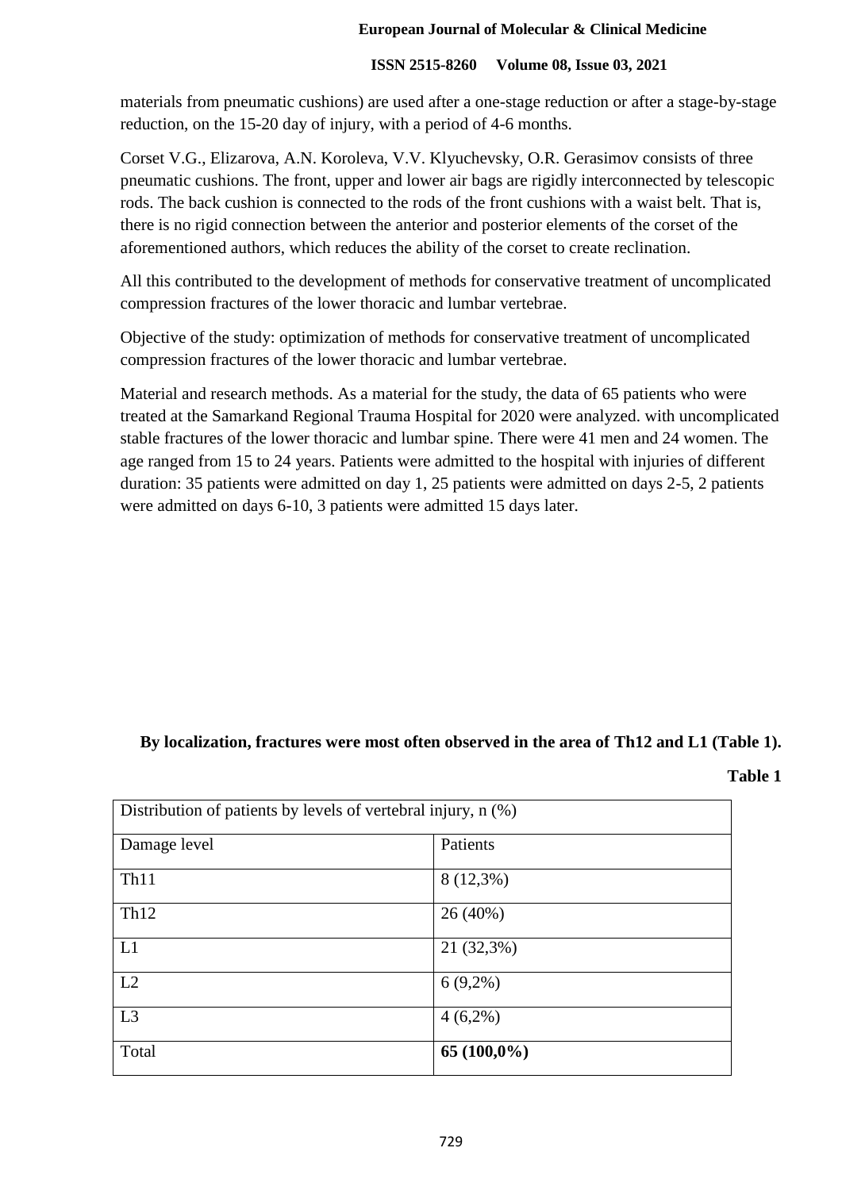materials from pneumatic cushions) are used after a one-stage reduction or after a stage-by-stage reduction, on the 15-20 day of injury, with a period of 4-6 months.

Corset V.G., Elizarova, A.N. Koroleva, V.V. Klyuchevsky, O.R. Gerasimov consists of three pneumatic cushions. The front, upper and lower air bags are rigidly interconnected by telescopic rods. The back cushion is connected to the rods of the front cushions with a waist belt. That is, there is no rigid connection between the anterior and posterior elements of the corset of the aforementioned authors, which reduces the ability of the corset to create reclination.

All this contributed to the development of methods for conservative treatment of uncomplicated compression fractures of the lower thoracic and lumbar vertebrae.

Objective of the study: optimization of methods for conservative treatment of uncomplicated compression fractures of the lower thoracic and lumbar vertebrae.

Material and research methods. As a material for the study, the data of 65 patients who were treated at the Samarkand Regional Trauma Hospital for 2020 were analyzed. with uncomplicated stable fractures of the lower thoracic and lumbar spine. There were 41 men and 24 women. The age ranged from 15 to 24 years. Patients were admitted to the hospital with injuries of different duration: 35 patients were admitted on day 1, 25 patients were admitted on days 2-5, 2 patients were admitted on days 6-10, 3 patients were admitted 15 days later.

**By localization, fractures were most often observed in the area of Th12 and L1 (Table 1).**

**Table 1**

| Distribution of patients by levels of vertebral injury, n (%) | |
|---|---|
| Damage level | Patients |
| Th11 | 8 (12,3%) |
| Th12 | 26 (40%) |
| L1 | 21 (32,3%) |
| L2 | 6 (9,2%) |
| L3 | 4 (6,2%) |
| Total | **65 (100,0%)** |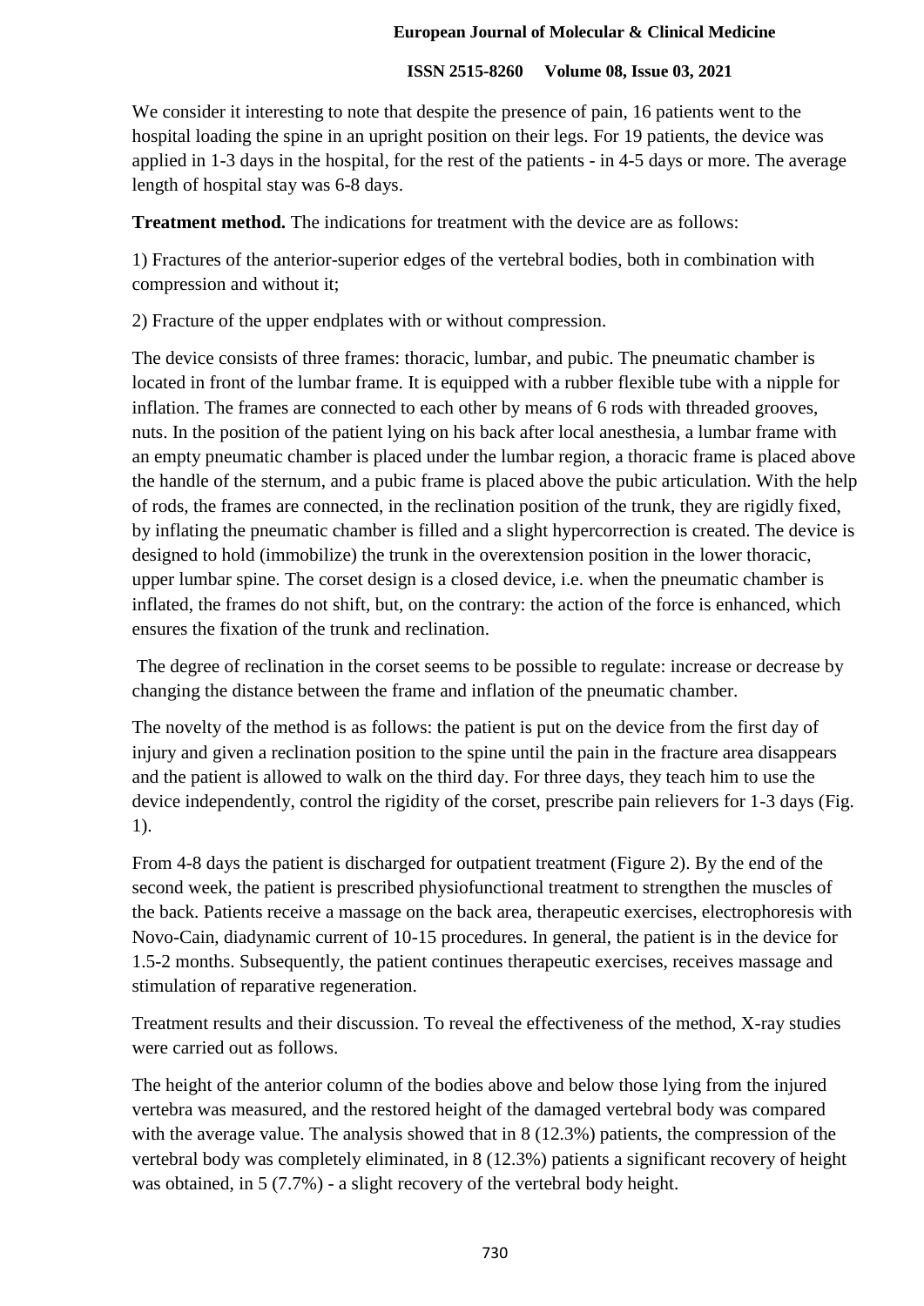We consider it interesting to note that despite the presence of pain, 16 patients went to the hospital loading the spine in an upright position on their legs. For 19 patients, the device was applied in 1-3 days in the hospital, for the rest of the patients - in 4-5 days or more. The average length of hospital stay was 6-8 days.

**Treatment method.** The indications for treatment with the device are as follows:

1) Fractures of the anterior-superior edges of the vertebral bodies, both in combination with compression and without it;

2) Fracture of the upper endplates with or without compression.

The device consists of three frames: thoracic, lumbar, and pubic. The pneumatic chamber is located in front of the lumbar frame. It is equipped with a rubber flexible tube with a nipple for inflation. The frames are connected to each other by means of 6 rods with threaded grooves, nuts. In the position of the patient lying on his back after local anesthesia, a lumbar frame with an empty pneumatic chamber is placed under the lumbar region, a thoracic frame is placed above the handle of the sternum, and a pubic frame is placed above the pubic articulation. With the help of rods, the frames are connected, in the reclination position of the trunk, they are rigidly fixed, by inflating the pneumatic chamber is filled and a slight hypercorrection is created. The device is designed to hold (immobilize) the trunk in the overextension position in the lower thoracic, upper lumbar spine. The corset design is a closed device, i.e. when the pneumatic chamber is inflated, the frames do not shift, but, on the contrary: the action of the force is enhanced, which ensures the fixation of the trunk and reclination.

The degree of reclination in the corset seems to be possible to regulate: increase or decrease by changing the distance between the frame and inflation of the pneumatic chamber.

The novelty of the method is as follows: the patient is put on the device from the first day of injury and given a reclination position to the spine until the pain in the fracture area disappears and the patient is allowed to walk on the third day. For three days, they teach him to use the device independently, control the rigidity of the corset, prescribe pain relievers for 1-3 days (Fig. 1).

From 4-8 days the patient is discharged for outpatient treatment (Figure 2). By the end of the second week, the patient is prescribed physiofunctional treatment to strengthen the muscles of the back. Patients receive a massage on the back area, therapeutic exercises, electrophoresis with Novo-Cain, diadynamic current of 10-15 procedures. In general, the patient is in the device for 1.5-2 months. Subsequently, the patient continues therapeutic exercises, receives massage and stimulation of reparative regeneration.

Treatment results and their discussion. To reveal the effectiveness of the method, X-ray studies were carried out as follows.

The height of the anterior column of the bodies above and below those lying from the injured vertebra was measured, and the restored height of the damaged vertebral body was compared with the average value. The analysis showed that in 8 (12.3%) patients, the compression of the vertebral body was completely eliminated, in 8 (12.3%) patients a significant recovery of height was obtained, in 5 (7.7%) - a slight recovery of the vertebral body height.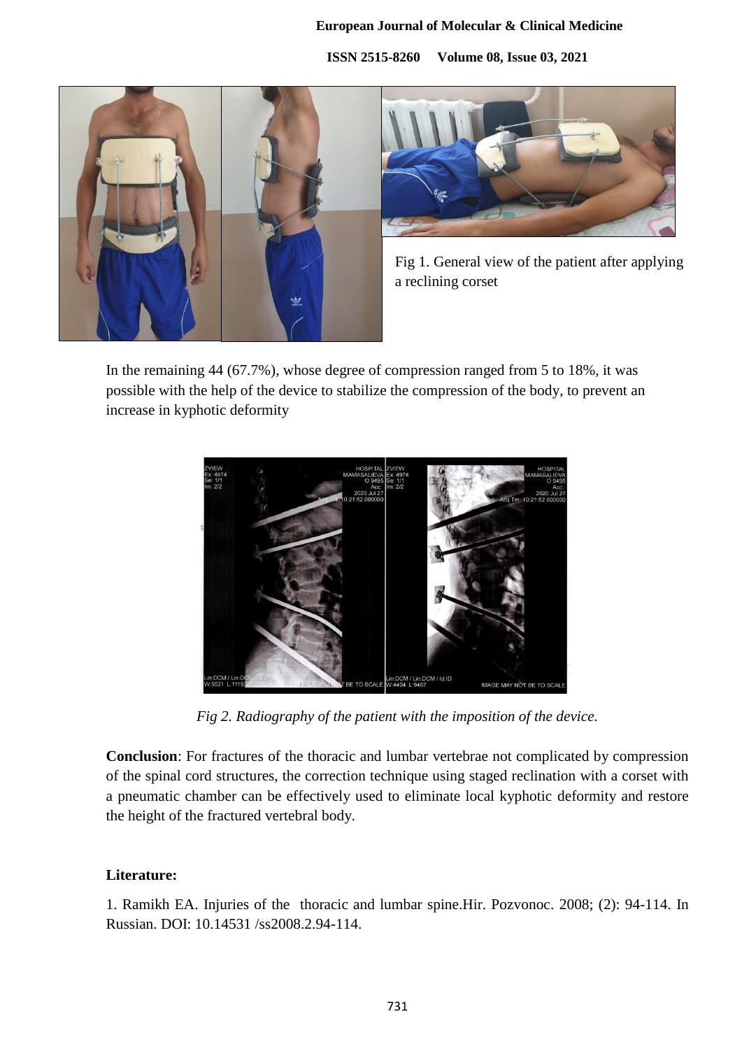Fig 1. General view of the patient after applying a reclining corset

In the remaining 44 (67.7%), whose degree of compression ranged from 5 to 18%, it was possible with the help of the device to stabilize the compression of the body, to prevent an increase in kyphotic deformity

*Fig 2. Radiography of the patient with the imposition of the device.*

**Conclusion**: For fractures of the thoracic and lumbar vertebrae not complicated by compression of the spinal cord structures, the correction technique using staged reclination with a corset with a pneumatic chamber can be effectively used to eliminate local kyphotic deformity and restore the height of the fractured vertebral body.

## Literature:

1. Ramikh EA. Injuries of the thoracic and lumbar spine.Hir. Pozvonoc. 2008; (2): 94-114. In Russian. DOI: 10.14531 /ss2008.2.94-114.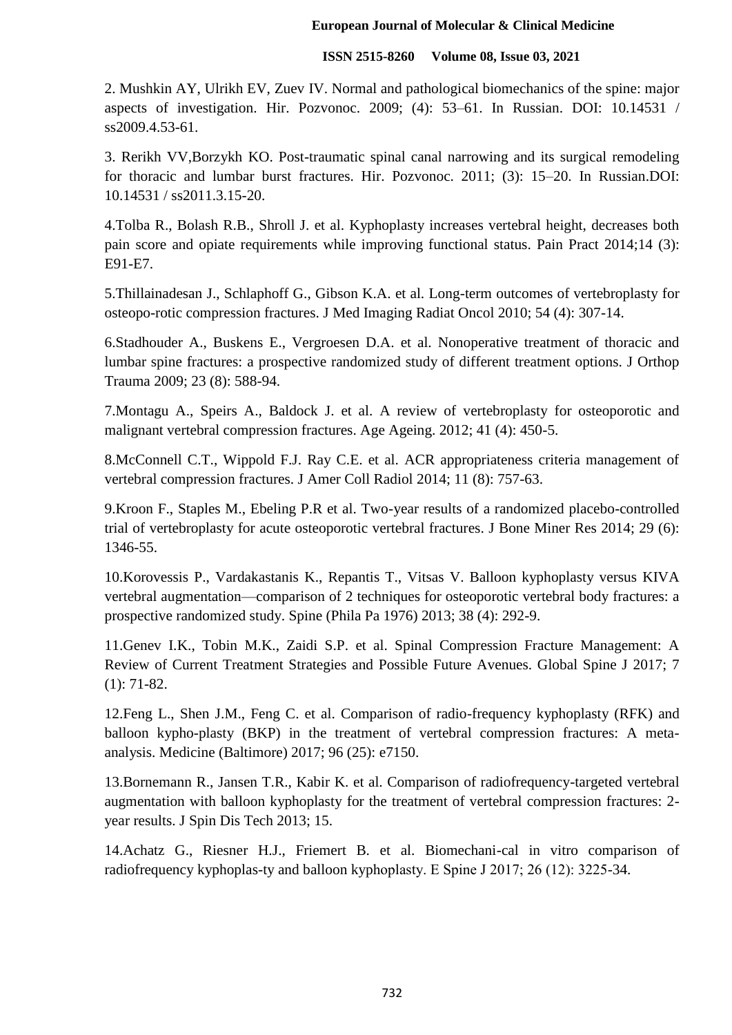2. Mushkin AY, Ulrikh EV, Zuev IV. Normal and pathological biomechanics of the spine: major aspects of investigation. Hir. Pozvonoc. 2009; (4): 53–61. In Russian. DOI: 10.14531 / ss2009.4.53-61.

3. Rerikh VV,Borzykh KO. Post-traumatic spinal canal narrowing and its surgical remodeling for thoracic and lumbar burst fractures. Hir. Pozvonoc. 2011; (3): 15–20. In Russian.DOI: 10.14531 / ss2011.3.15-20.

4.Tolba R., Bolash R.B., Shroll J. et al. Kyphoplasty increases vertebral height, decreases both pain score and opiate requirements while improving functional status. Pain Pract 2014;14 (3): E91-E7.

5.Thillainadesan J., Schlaphoff G., Gibson K.A. et al. Long-term outcomes of vertebroplasty for osteopo-rotic compression fractures. J Med Imaging Radiat Oncol 2010; 54 (4): 307-14.

6.Stadhouder A., Buskens E., Vergroesen D.A. et al. Nonoperative treatment of thoracic and lumbar spine fractures: a prospective randomized study of different treatment options. J Orthop Trauma 2009; 23 (8): 588-94.

7.Montagu A., Speirs A., Baldock J. et al. A review of vertebroplasty for osteoporotic and malignant vertebral compression fractures. Age Ageing. 2012; 41 (4): 450-5.

8.McConnell C.T., Wippold F.J. Ray C.E. et al. ACR appropriateness criteria management of vertebral compression fractures. J Amer Coll Radiol 2014; 11 (8): 757-63.

9.Kroon F., Staples M., Ebeling P.R et al. Two-year results of a randomized placebo-controlled trial of vertebroplasty for acute osteoporotic vertebral fractures. J Bone Miner Res 2014; 29 (6): 1346-55.

10.Korovessis P., Vardakastanis K., Repantis T., Vitsas V. Balloon kyphoplasty versus KIVA vertebral augmentation—comparison of 2 techniques for osteoporotic vertebral body fractures: a prospective randomized study. Spine (Phila Pa 1976) 2013; 38 (4): 292-9.

11.Genev I.K., Tobin M.K., Zaidi S.P. et al. Spinal Compression Fracture Management: A Review of Current Treatment Strategies and Possible Future Avenues. Global Spine J 2017; 7 (1): 71-82.

12.Feng L., Shen J.M., Feng C. et al. Comparison of radio-frequency kyphoplasty (RFK) and balloon kypho-plasty (BKP) in the treatment of vertebral compression fractures: A meta-analysis. Medicine (Baltimore) 2017; 96 (25): e7150.

13.Bornemann R., Jansen T.R., Kabir K. et al. Comparison of radiofrequency-targeted vertebral augmentation with balloon kyphoplasty for the treatment of vertebral compression fractures: 2-year results. J Spin Dis Tech 2013; 15.

14.Achatz G., Riesner H.J., Friemert B. et al. Biomechani-cal in vitro comparison of radiofrequency kyphoplas-ty and balloon kyphoplasty. E Spine J 2017; 26 (12): 3225-34.